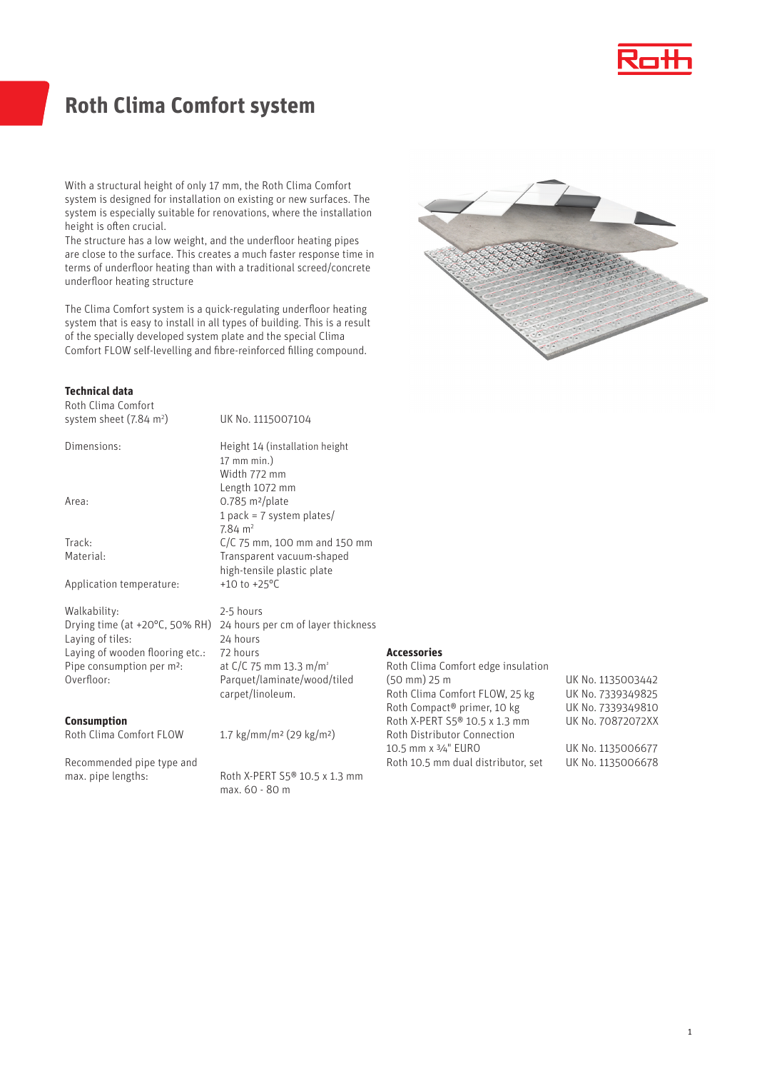# Roth Clima Comfort system

With a structural height of only 17 mm, the Roth Clima Comfort system is designed for installation on existing or new surfaces. The system is especially suitable for renovations, where the installation height is often crucial.
The structure has a low weight, and the underfloor heating pipes are close to the surface. This creates a much faster response time in terms of underfloor heating than with a traditional screed/concrete underfloor heating structure

The Clima Comfort system is a quick-regulating underfloor heating system that is easy to install in all types of building. This is a result of the specially developed system plate and the special Clima Comfort FLOW self-levelling and fibre-reinforced filling compound.

**Technical data**

| | |
|---|---|
| Roth Clima Comfort system sheet (7.84 m²) | UK No. 1115007104 |
| Dimensions: | Height 14 (installation height 17 mm min.)<br>Width 772 mm<br>Length 1072 mm |
| Area: | 0.785 m²/plate<br>1 pack = 7 system plates/ 7.84 m² |
| Track: | C/C 75 mm, 100 mm and 150 mm |
| Material: | Transparent vacuum-shaped high-tensile plastic plate |
| Application temperature: | +10 to +25°C |
| Walkability: | 2-5 hours |
| Drying time (at +20°C, 50% RH) | 24 hours per cm of layer thickness |
| Laying of tiles: | 24 hours |
| Laying of wooden flooring etc.: | 72 hours |
| Pipe consumption per m²: | at C/C 75 mm 13.3 m/m² |
| Overfloor: | Parquet/laminate/wood/tiled carpet/linoleum. |

**Consumption**

| | |
|---|---|
| Roth Clima Comfort FLOW | 1.7 kg/mm/m² (29 kg/m²) |
| Recommended pipe type and max. pipe lengths: | Roth X-PERT S5® 10.5 x 1.3 mm max. 60 - 80 m |

**Accessories**

| | |
|---|---|
| Roth Clima Comfort edge insulation (50 mm) 25 m | UK No. 1135003442 |
| Roth Clima Comfort FLOW, 25 kg | UK No. 7339349825 |
| Roth Compact® primer, 10 kg | UK No. 7339349810 |
| Roth X-PERT S5® 10.5 x 1.3 mm | UK No. 70872072XX |
| Roth Distributor Connection 10.5 mm x ¾" EURO | UK No. 1135006677 |
| Roth 10.5 mm dual distributor, set | UK No. 1135006678 |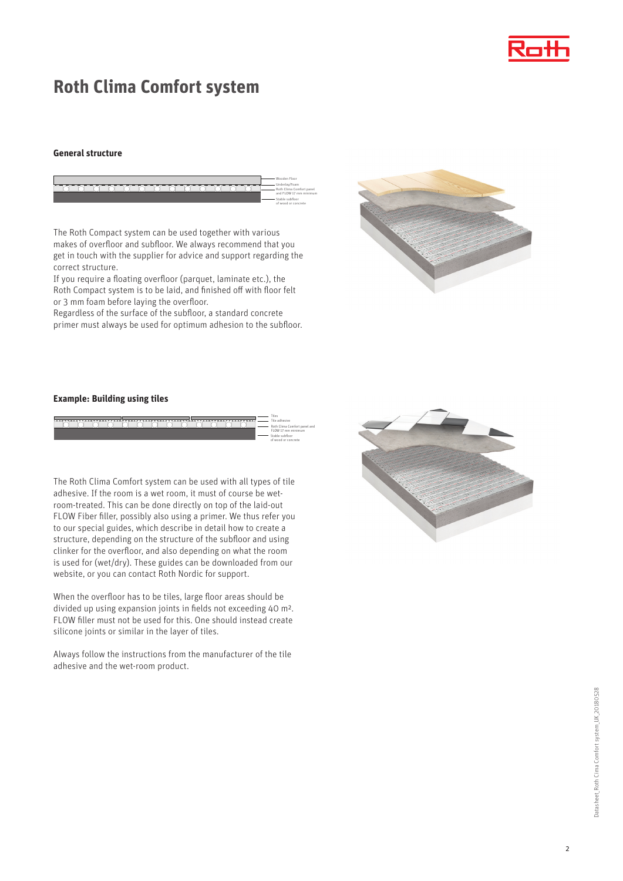# Roth Clima Comfort system

### General structure

Wooden Floor
Underlay/Foam
Roth Clima Comfort panel and FLOW 17 mm minimum
Stable subfloor of wood or concrete

The Roth Compact system can be used together with various makes of overfloor and subfloor. We always recommend that you get in touch with the supplier for advice and support regarding the correct structure.
If you require a floating overfloor (parquet, laminate etc.), the Roth Compact system is to be laid, and finished off with floor felt or 3 mm foam before laying the overfloor.
Regardless of the surface of the subfloor, a standard concrete primer must always be used for optimum adhesion to the subfloor.

### Example: Building using tiles

Tiles
Tile adhesive
Roth Clima Comfort panel and FLOW 17 mm minimum
Stable subfloor of wood or concrete

The Roth Clima Comfort system can be used with all types of tile adhesive. If the room is a wet room, it must of course be wet-room-treated. This can be done directly on top of the laid-out FLOW Fiber filler, possibly also using a primer. We thus refer you to our special guides, which describe in detail how to create a structure, depending on the structure of the subfloor and using clinker for the overfloor, and also depending on what the room is used for (wet/dry). These guides can be downloaded from our website, or you can contact Roth Nordic for support.

When the overfloor has to be tiles, large floor areas should be divided up using expansion joints in fields not exceeding 40 m². FLOW filler must not be used for this. One should instead create silicone joints or similar in the layer of tiles.

Always follow the instructions from the manufacturer of the tile adhesive and the wet-room product.

Datasheet_Roth Clima Comfort system_UK_20180528